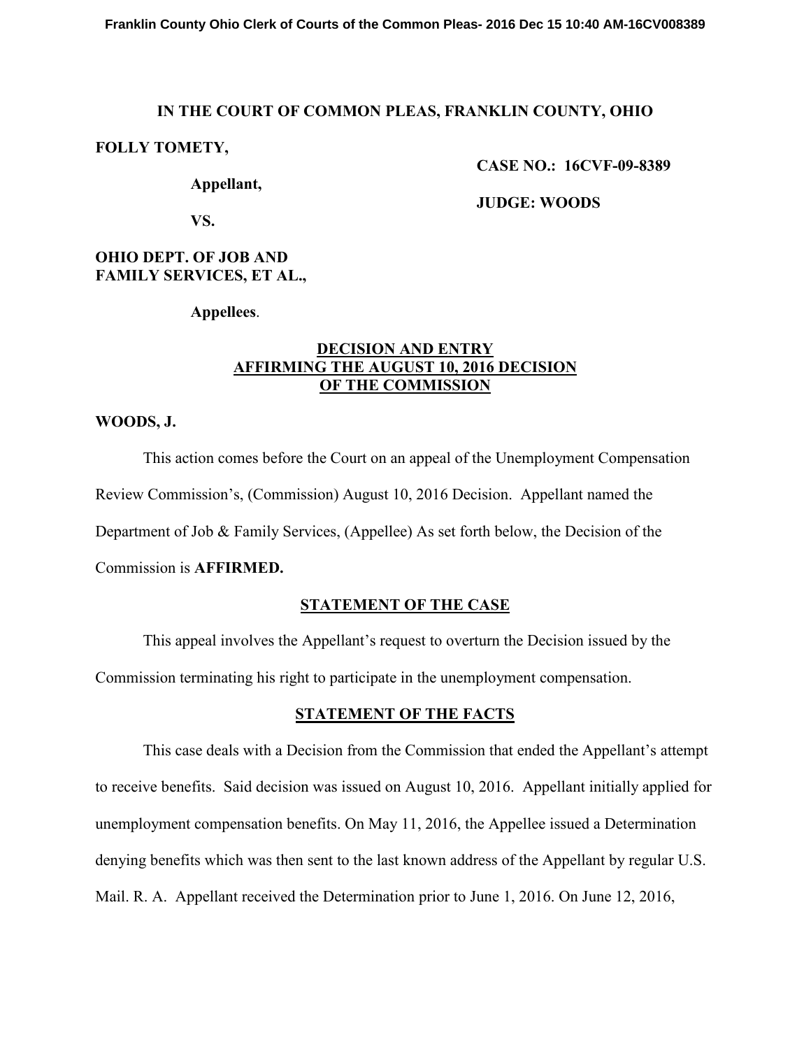**IN THE COURT OF COMMON PLEAS, FRANKLIN COUNTY, OHIO**

**FOLLY TOMETY,**

**Appellant,**

**VS.**

**OHIO DEPT. OF JOB AND FAMILY SERVICES, ET AL.,**

**Appellees**.

**CASE NO.: 16CVF-09-8389**

**JUDGE: WOODS**

## DECISION AND ENTRY AFFIRMING THE AUGUST 10, 2016 DECISION OF THE COMMISSION

**WOODS, J.**

This action comes before the Court on an appeal of the Unemployment Compensation Review Commission's, (Commission) August 10, 2016 Decision. Appellant named the Department of Job & Family Services, (Appellee) As set forth below, the Decision of the Commission is **AFFIRMED.**

### STATEMENT OF THE CASE

This appeal involves the Appellant's request to overturn the Decision issued by the Commission terminating his right to participate in the unemployment compensation.

### STATEMENT OF THE FACTS

This case deals with a Decision from the Commission that ended the Appellant's attempt to receive benefits. Said decision was issued on August 10, 2016. Appellant initially applied for unemployment compensation benefits. On May 11, 2016, the Appellee issued a Determination denying benefits which was then sent to the last known address of the Appellant by regular U.S. Mail. R. A. Appellant received the Determination prior to June 1, 2016. On June 12, 2016,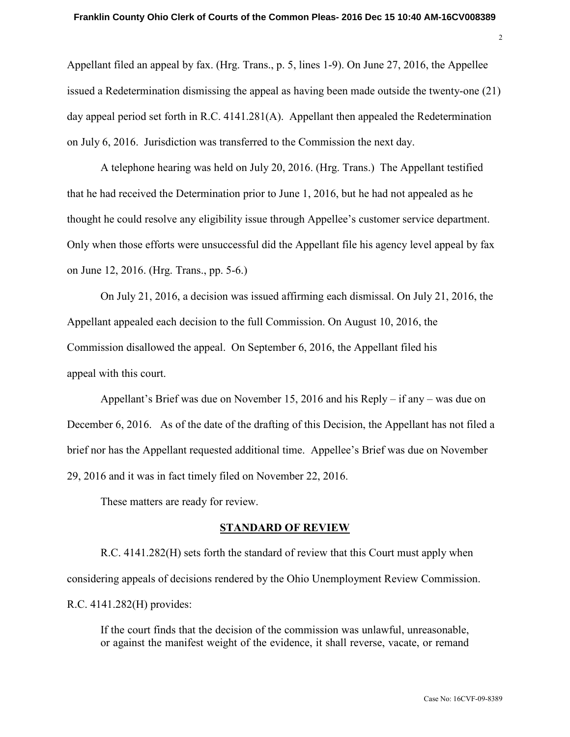Appellant filed an appeal by fax. (Hrg. Trans., p. 5, lines 1-9). On June 27, 2016, the Appellee issued a Redetermination dismissing the appeal as having been made outside the twenty-one (21) day appeal period set forth in R.C. 4141.281(A). Appellant then appealed the Redetermination on July 6, 2016. Jurisdiction was transferred to the Commission the next day.

A telephone hearing was held on July 20, 2016. (Hrg. Trans.) The Appellant testified that he had received the Determination prior to June 1, 2016, but he had not appealed as he thought he could resolve any eligibility issue through Appellee's customer service department. Only when those efforts were unsuccessful did the Appellant file his agency level appeal by fax on June 12, 2016. (Hrg. Trans., pp. 5-6.)

On July 21, 2016, a decision was issued affirming each dismissal. On July 21, 2016, the Appellant appealed each decision to the full Commission. On August 10, 2016, the Commission disallowed the appeal. On September 6, 2016, the Appellant filed his appeal with this court.

Appellant's Brief was due on November 15, 2016 and his Reply – if any – was due on December 6, 2016. As of the date of the drafting of this Decision, the Appellant has not filed a brief nor has the Appellant requested additional time. Appellee's Brief was due on November 29, 2016 and it was in fact timely filed on November 22, 2016.

These matters are ready for review.

## STANDARD OF REVIEW

R.C. 4141.282(H) sets forth the standard of review that this Court must apply when considering appeals of decisions rendered by the Ohio Unemployment Review Commission. R.C. 4141.282(H) provides:

> If the court finds that the decision of the commission was unlawful, unreasonable, or against the manifest weight of the evidence, it shall reverse, vacate, or remand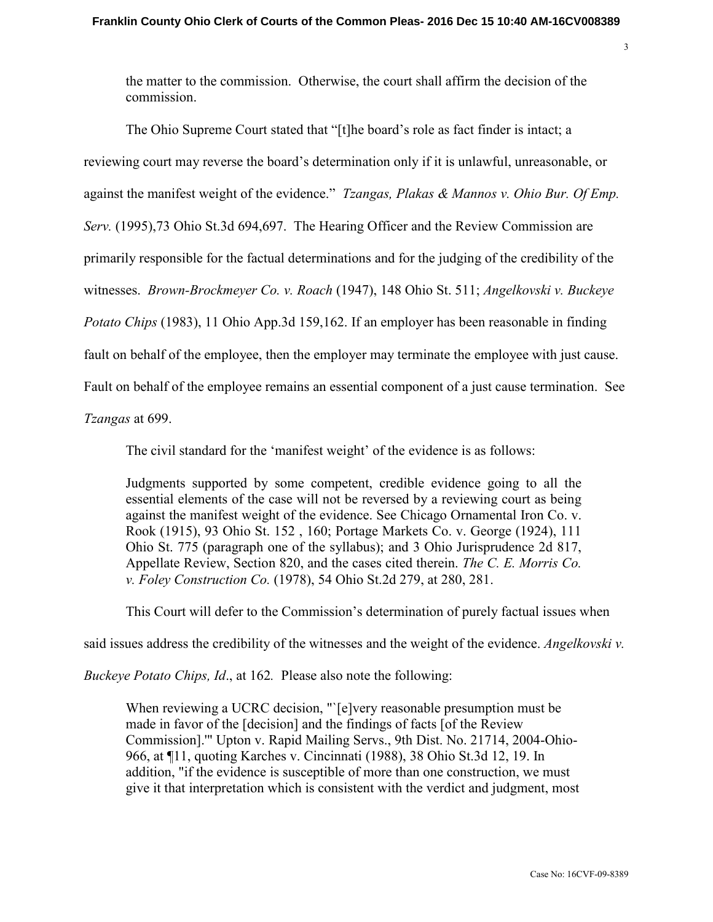the matter to the commission. Otherwise, the court shall affirm the decision of the commission.

The Ohio Supreme Court stated that "[t]he board's role as fact finder is intact; a reviewing court may reverse the board's determination only if it is unlawful, unreasonable, or against the manifest weight of the evidence." *Tzangas, Plakas & Mannos v. Ohio Bur. Of Emp. Serv.* (1995),73 Ohio St.3d 694,697. The Hearing Officer and the Review Commission are primarily responsible for the factual determinations and for the judging of the credibility of the witnesses. *Brown-Brockmeyer Co. v. Roach* (1947), 148 Ohio St. 511; *Angelkovski v. Buckeye Potato Chips* (1983), 11 Ohio App.3d 159,162. If an employer has been reasonable in finding fault on behalf of the employee, then the employer may terminate the employee with just cause. Fault on behalf of the employee remains an essential component of a just cause termination. See *Tzangas* at 699.

The civil standard for the 'manifest weight' of the evidence is as follows:

> Judgments supported by some competent, credible evidence going to all the essential elements of the case will not be reversed by a reviewing court as being against the manifest weight of the evidence. See Chicago Ornamental Iron Co. v. Rook (1915), 93 Ohio St. 152 , 160; Portage Markets Co. v. George (1924), 111 Ohio St. 775 (paragraph one of the syllabus); and 3 Ohio Jurisprudence 2d 817, Appellate Review, Section 820, and the cases cited therein. *The C. E. Morris Co. v. Foley Construction Co.* (1978), 54 Ohio St.2d 279, at 280, 281.

This Court will defer to the Commission's determination of purely factual issues when said issues address the credibility of the witnesses and the weight of the evidence. *Angelkovski v. Buckeye Potato Chips, Id*., at 162*.* Please also note the following:

> When reviewing a UCRC decision, "`[e]very reasonable presumption must be made in favor of the [decision] and the findings of facts [of the Review Commission].'" Upton v. Rapid Mailing Servs., 9th Dist. No. 21714, 2004-Ohio-966, at ¶11, quoting Karches v. Cincinnati (1988), 38 Ohio St.3d 12, 19. In addition, "if the evidence is susceptible of more than one construction, we must give it that interpretation which is consistent with the verdict and judgment, most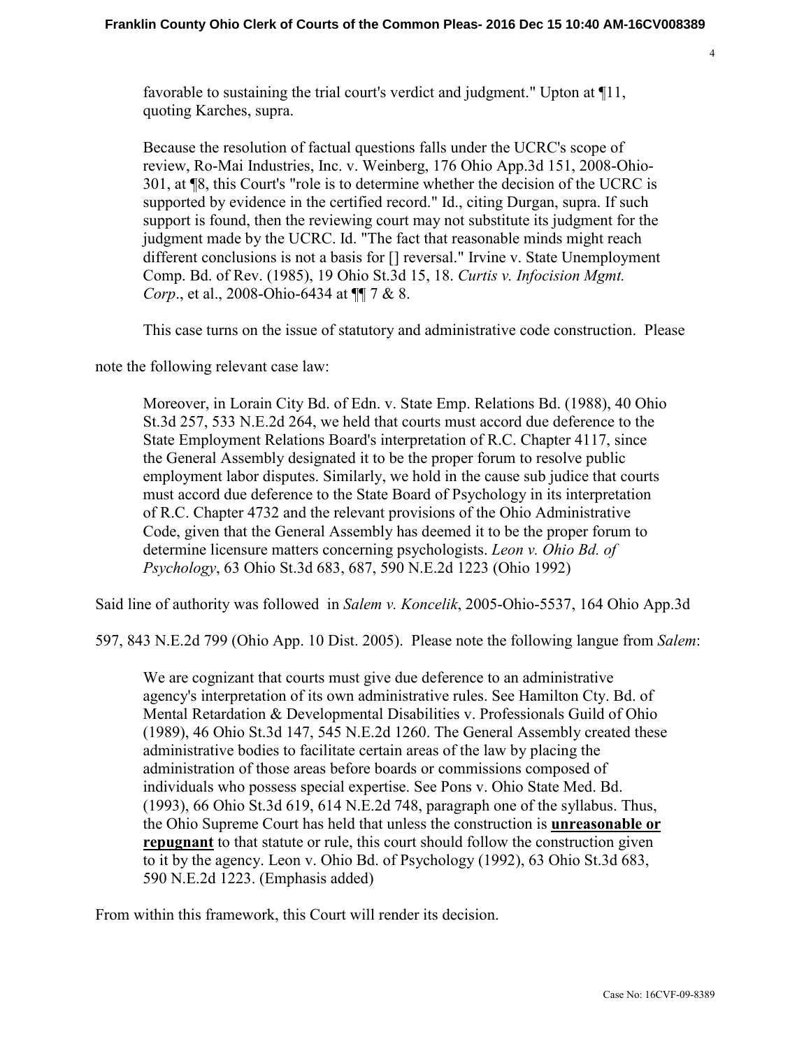favorable to sustaining the trial court's verdict and judgment." Upton at ¶11, quoting Karches, supra.

> Because the resolution of factual questions falls under the UCRC's scope of review, Ro-Mai Industries, Inc. v. Weinberg, 176 Ohio App.3d 151, 2008-Ohio-301, at ¶8, this Court's "role is to determine whether the decision of the UCRC is supported by evidence in the certified record." Id., citing Durgan, supra. If such support is found, then the reviewing court may not substitute its judgment for the judgment made by the UCRC. Id. "The fact that reasonable minds might reach different conclusions is not a basis for [] reversal." Irvine v. State Unemployment Comp. Bd. of Rev. (1985), 19 Ohio St.3d 15, 18. *Curtis v. Infocision Mgmt. Corp*., et al., 2008-Ohio-6434 at ¶¶ 7 & 8.

This case turns on the issue of statutory and administrative code construction. Please note the following relevant case law:

> Moreover, in Lorain City Bd. of Edn. v. State Emp. Relations Bd. (1988), 40 Ohio St.3d 257, 533 N.E.2d 264, we held that courts must accord due deference to the State Employment Relations Board's interpretation of R.C. Chapter 4117, since the General Assembly designated it to be the proper forum to resolve public employment labor disputes. Similarly, we hold in the cause sub judice that courts must accord due deference to the State Board of Psychology in its interpretation of R.C. Chapter 4732 and the relevant provisions of the Ohio Administrative Code, given that the General Assembly has deemed it to be the proper forum to determine licensure matters concerning psychologists. *Leon v. Ohio Bd. of Psychology*, 63 Ohio St.3d 683, 687, 590 N.E.2d 1223 (Ohio 1992)

Said line of authority was followed in *Salem v. Koncelik*, 2005-Ohio-5537, 164 Ohio App.3d 597, 843 N.E.2d 799 (Ohio App. 10 Dist. 2005). Please note the following langue from *Salem*:

> We are cognizant that courts must give due deference to an administrative agency's interpretation of its own administrative rules. See Hamilton Cty. Bd. of Mental Retardation & Developmental Disabilities v. Professionals Guild of Ohio (1989), 46 Ohio St.3d 147, 545 N.E.2d 1260. The General Assembly created these administrative bodies to facilitate certain areas of the law by placing the administration of those areas before boards or commissions composed of individuals who possess special expertise. See Pons v. Ohio State Med. Bd. (1993), 66 Ohio St.3d 619, 614 N.E.2d 748, paragraph one of the syllabus. Thus, the Ohio Supreme Court has held that unless the construction is <u>**unreasonable or repugnant**</u> to that statute or rule, this court should follow the construction given to it by the agency. Leon v. Ohio Bd. of Psychology (1992), 63 Ohio St.3d 683, 590 N.E.2d 1223. (Emphasis added)

From within this framework, this Court will render its decision.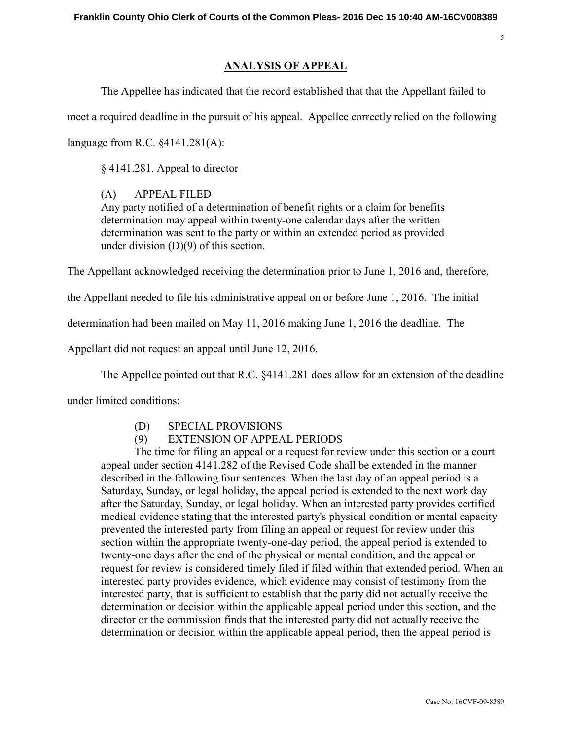## ANALYSIS OF APPEAL

The Appellee has indicated that the record established that that the Appellant failed to meet a required deadline in the pursuit of his appeal. Appellee correctly relied on the following language from R.C. §4141.281(A):

> § 4141.281. Appeal to director
>
> (A) APPEAL FILED
> Any party notified of a determination of benefit rights or a claim for benefits determination may appeal within twenty-one calendar days after the written determination was sent to the party or within an extended period as provided under division (D)(9) of this section.

The Appellant acknowledged receiving the determination prior to June 1, 2016 and, therefore, the Appellant needed to file his administrative appeal on or before June 1, 2016. The initial determination had been mailed on May 11, 2016 making June 1, 2016 the deadline. The Appellant did not request an appeal until June 12, 2016.

The Appellee pointed out that R.C. §4141.281 does allow for an extension of the deadline under limited conditions:

> (D) SPECIAL PROVISIONS
> (9) EXTENSION OF APPEAL PERIODS
>
> The time for filing an appeal or a request for review under this section or a court appeal under section 4141.282 of the Revised Code shall be extended in the manner described in the following four sentences. When the last day of an appeal period is a Saturday, Sunday, or legal holiday, the appeal period is extended to the next work day after the Saturday, Sunday, or legal holiday. When an interested party provides certified medical evidence stating that the interested party's physical condition or mental capacity prevented the interested party from filing an appeal or request for review under this section within the appropriate twenty-one-day period, the appeal period is extended to twenty-one days after the end of the physical or mental condition, and the appeal or request for review is considered timely filed if filed within that extended period. When an interested party provides evidence, which evidence may consist of testimony from the interested party, that is sufficient to establish that the party did not actually receive the determination or decision within the applicable appeal period under this section, and the director or the commission finds that the interested party did not actually receive the determination or decision within the applicable appeal period, then the appeal period is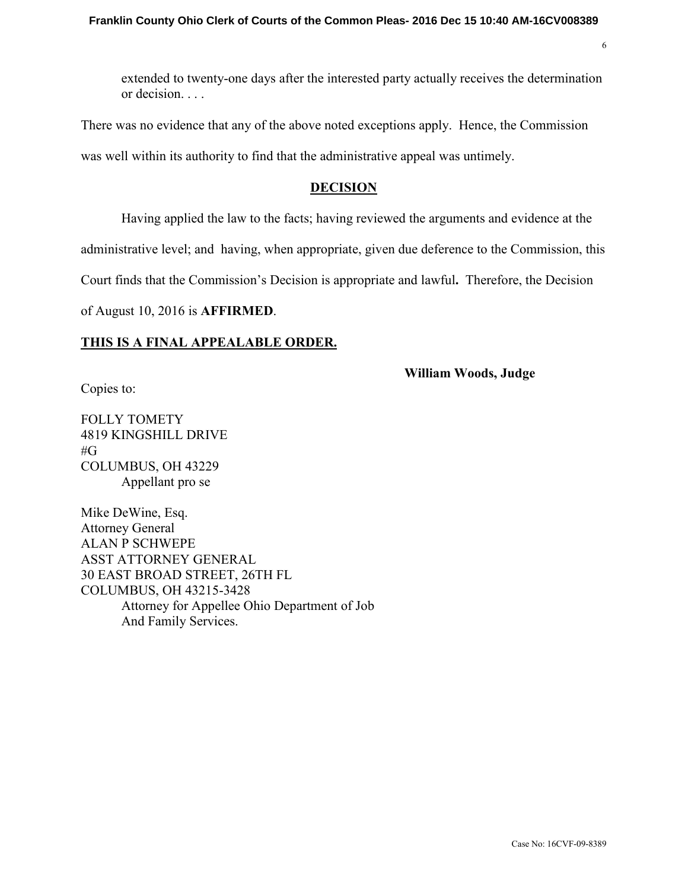extended to twenty-one days after the interested party actually receives the determination or decision. . . .

There was no evidence that any of the above noted exceptions apply. Hence, the Commission was well within its authority to find that the administrative appeal was untimely.

## <u>DECISION</u>

Having applied the law to the facts; having reviewed the arguments and evidence at the administrative level; and having, when appropriate, given due deference to the Commission, this Court finds that the Commission's Decision is appropriate and lawful**.** Therefore, the Decision of August 10, 2016 is **AFFIRMED**.

**<u>THIS IS A FINAL APPEALABLE ORDER.</u>**

**William Woods, Judge**

Copies to:

FOLLY TOMETY
4819 KINGSHILL DRIVE
#G
COLUMBUS, OH 43229
Appellant pro se

Mike DeWine, Esq.
Attorney General
ALAN P SCHWEPE
ASST ATTORNEY GENERAL
30 EAST BROAD STREET, 26TH FL
COLUMBUS, OH 43215-3428
Attorney for Appellee Ohio Department of Job And Family Services.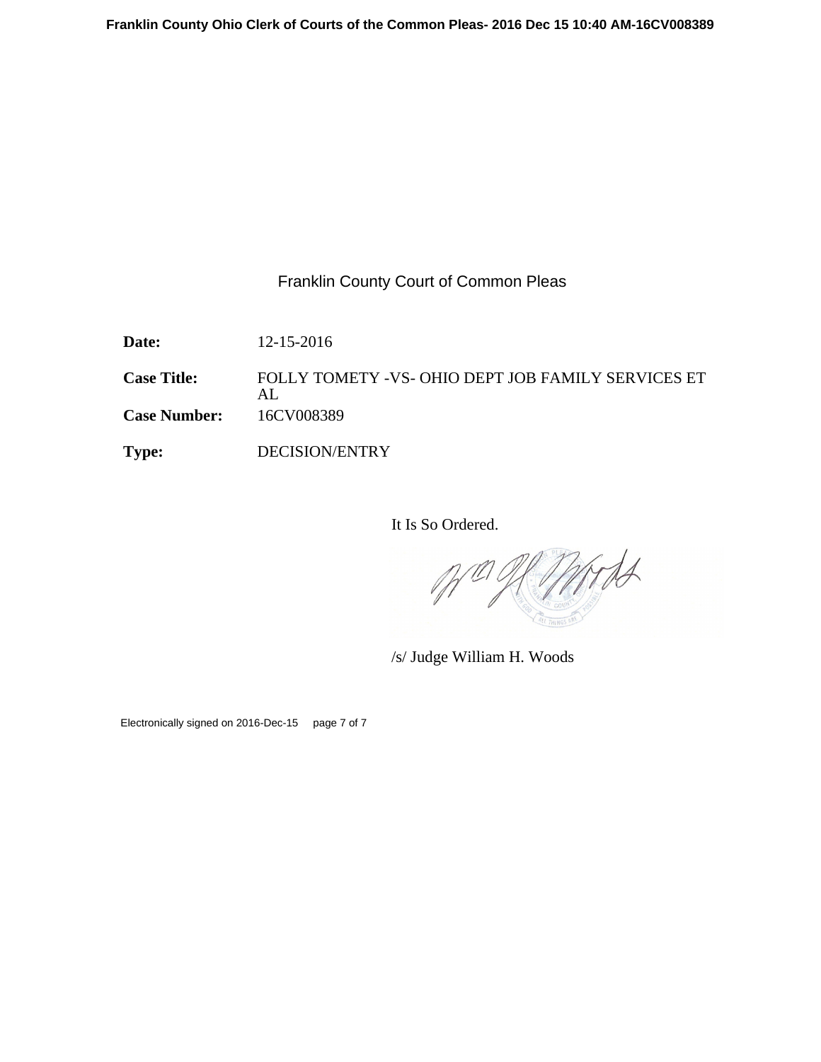Franklin County Court of Common Pleas

| | |
|---|---|
| **Date:** | 12-15-2016 |
| **Case Title:** | FOLLY TOMETY -VS- OHIO DEPT JOB FAMILY SERVICES ET AL |
| **Case Number:** | 16CV008389 |
| **Type:** | DECISION/ENTRY |

It Is So Ordered.

/s/ Judge William H. Woods

Electronically signed on 2016-Dec-15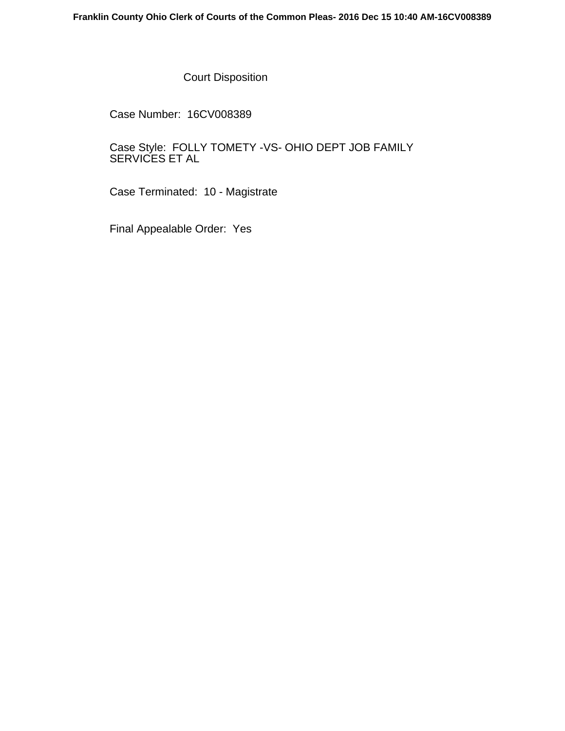# Court Disposition

Case Number: 16CV008389

Case Style: FOLLY TOMETY -VS- OHIO DEPT JOB FAMILY SERVICES ET AL

Case Terminated: 10 - Magistrate

Final Appealable Order: Yes